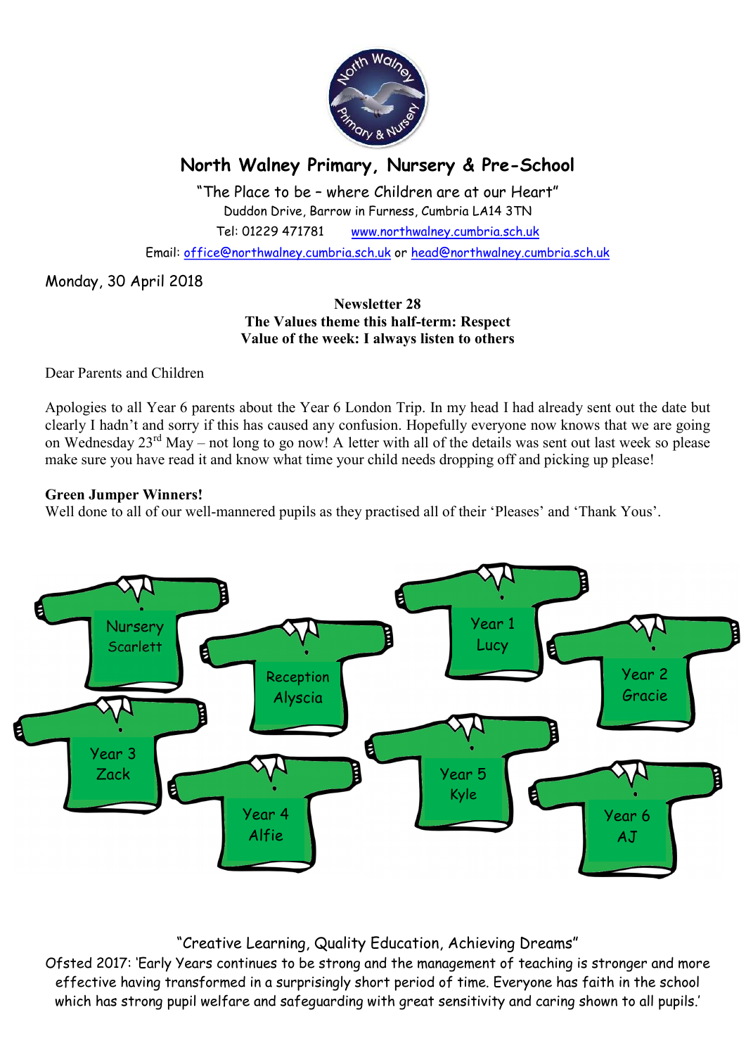# North Walney Primary, Nursery & Pre-School

"The Place to be – where Children are at our Heart"
Duddon Drive, Barrow in Furness, Cumbria LA14 3TN
Tel: 01229 471781 www.northwalney.cumbria.sch.uk
Email: office@northwalney.cumbria.sch.uk or head@northwalney.cumbria.sch.uk

Monday, 30 April 2018

**Newsletter 28**
**The Values theme this half-term: Respect**
**Value of the week: I always listen to others**

Dear Parents and Children

Apologies to all Year 6 parents about the Year 6 London Trip. In my head I had already sent out the date but clearly I hadn't and sorry if this has caused any confusion. Hopefully everyone now knows that we are going on Wednesday 23rd May – not long to go now! A letter with all of the details was sent out last week so please make sure you have read it and know what time your child needs dropping off and picking up please!

**Green Jumper Winners!**
Well done to all of our well-mannered pupils as they practised all of their 'Pleases' and 'Thank Yous'.

- Nursery – Scarlett
- Reception – Alyscia
- Year 1 – Lucy
- Year 2 – Gracie
- Year 3 – Zack
- Year 4 – Alfie
- Year 5 – Kyle
- Year 6 – AJ

"Creative Learning, Quality Education, Achieving Dreams"
Ofsted 2017: 'Early Years continues to be strong and the management of teaching is stronger and more effective having transformed in a surprisingly short period of time. Everyone has faith in the school which has strong pupil welfare and safeguarding with great sensitivity and caring shown to all pupils.'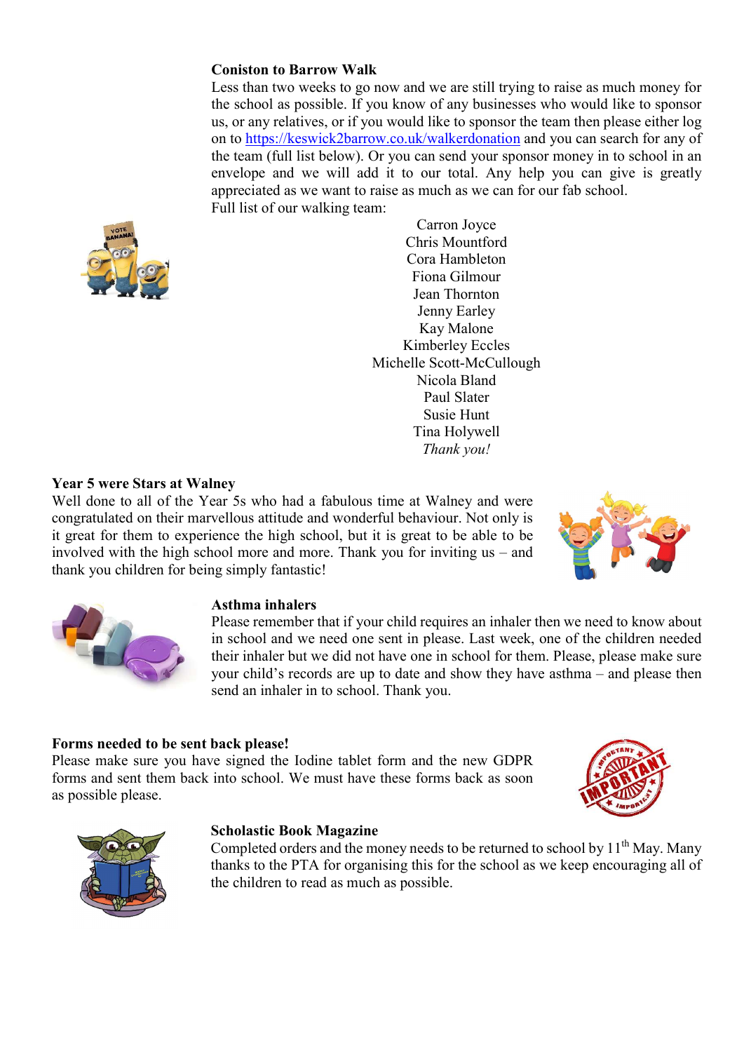## Coniston to Barrow Walk

Less than two weeks to go now and we are still trying to raise as much money for the school as possible. If you know of any businesses who would like to sponsor us, or any relatives, or if you would like to sponsor the team then please either log on to [https://keswick2barrow.co.uk/walkerdonation](https://keswick2barrow.co.uk/walkerdonation) and you can search for any of the team (full list below). Or you can send your sponsor money in to school in an envelope and we will add it to our total. Any help you can give is greatly appreciated as we want to raise as much as we can for our fab school.

Full list of our walking team:

Carron Joyce
Chris Mountford
Cora Hambleton
Fiona Gilmour
Jean Thornton
Jenny Earley
Kay Malone
Kimberley Eccles
Michelle Scott-McCullough
Nicola Bland
Paul Slater
Susie Hunt
Tina Holywell

*Thank you!*

## Year 5 were Stars at Walney

Well done to all of the Year 5s who had a fabulous time at Walney and were congratulated on their marvellous attitude and wonderful behaviour. Not only is it great for them to experience the high school, but it is great to be able to be involved with the high school more and more. Thank you for inviting us – and thank you children for being simply fantastic!

## Asthma inhalers

Please remember that if your child requires an inhaler then we need to know about in school and we need one sent in please. Last week, one of the children needed their inhaler but we did not have one in school for them. Please, please make sure your child's records are up to date and show they have asthma – and please then send an inhaler in to school. Thank you.

## Forms needed to be sent back please!

Please make sure you have signed the Iodine tablet form and the new GDPR forms and sent them back into school. We must have these forms back as soon as possible please.

## Scholastic Book Magazine

Completed orders and the money needs to be returned to school by 11th May. Many thanks to the PTA for organising this for the school as we keep encouraging all of the children to read as much as possible.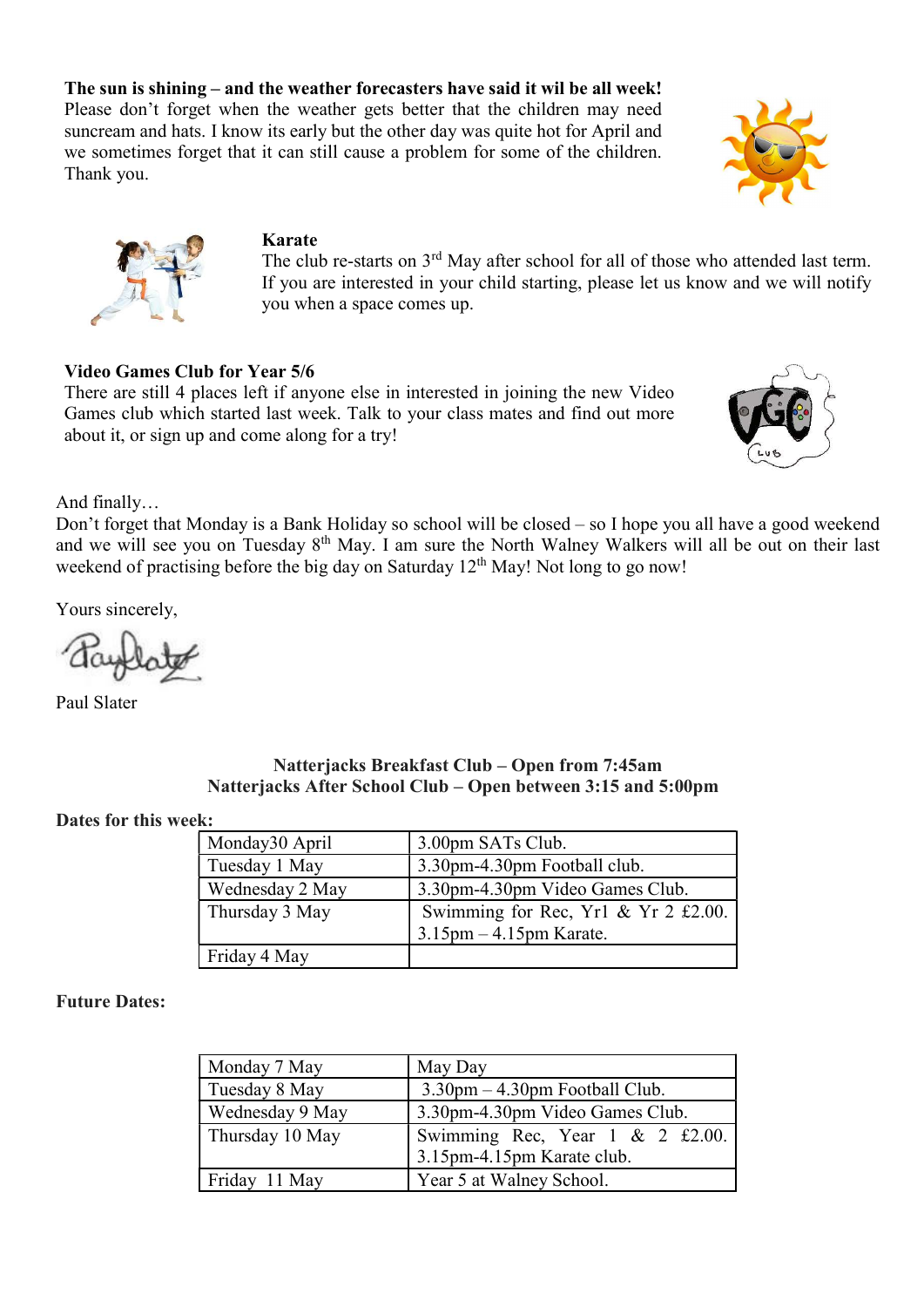**The sun is shining – and the weather forecasters have said it wil be all week!**
Please don't forget when the weather gets better that the children may need suncream and hats. I know its early but the other day was quite hot for April and we sometimes forget that it can still cause a problem for some of the children. Thank you.

**Karate**
The club re-starts on 3rd May after school for all of those who attended last term. If you are interested in your child starting, please let us know and we will notify you when a space comes up.

**Video Games Club for Year 5/6**
There are still 4 places left if anyone else in interested in joining the new Video Games club which started last week. Talk to your class mates and find out more about it, or sign up and come along for a try!

And finally…
Don't forget that Monday is a Bank Holiday so school will be closed – so I hope you all have a good weekend and we will see you on Tuesday 8th May. I am sure the North Walney Walkers will all be out on their last weekend of practising before the big day on Saturday 12th May! Not long to go now!

Yours sincerely,

Paul Slater

**Natterjacks Breakfast Club – Open from 7:45am**
**Natterjacks After School Club – Open between 3:15 and 5:00pm**

**Dates for this week:**

| | |
|---|---|
| Monday30 April | 3.00pm SATs Club. |
| Tuesday 1 May | 3.30pm-4.30pm Football club. |
| Wednesday 2 May | 3.30pm-4.30pm Video Games Club. |
| Thursday 3 May | Swimming for Rec, Yr1 & Yr 2 £2.00. 3.15pm – 4.15pm Karate. |
| Friday 4 May | |

**Future Dates:**

| | |
|---|---|
| Monday 7 May | May Day |
| Tuesday 8 May | 3.30pm – 4.30pm Football Club. |
| Wednesday 9 May | 3.30pm-4.30pm Video Games Club. |
| Thursday 10 May | Swimming Rec, Year 1 & 2 £2.00. 3.15pm-4.15pm Karate club. |
| Friday 11 May | Year 5 at Walney School. |